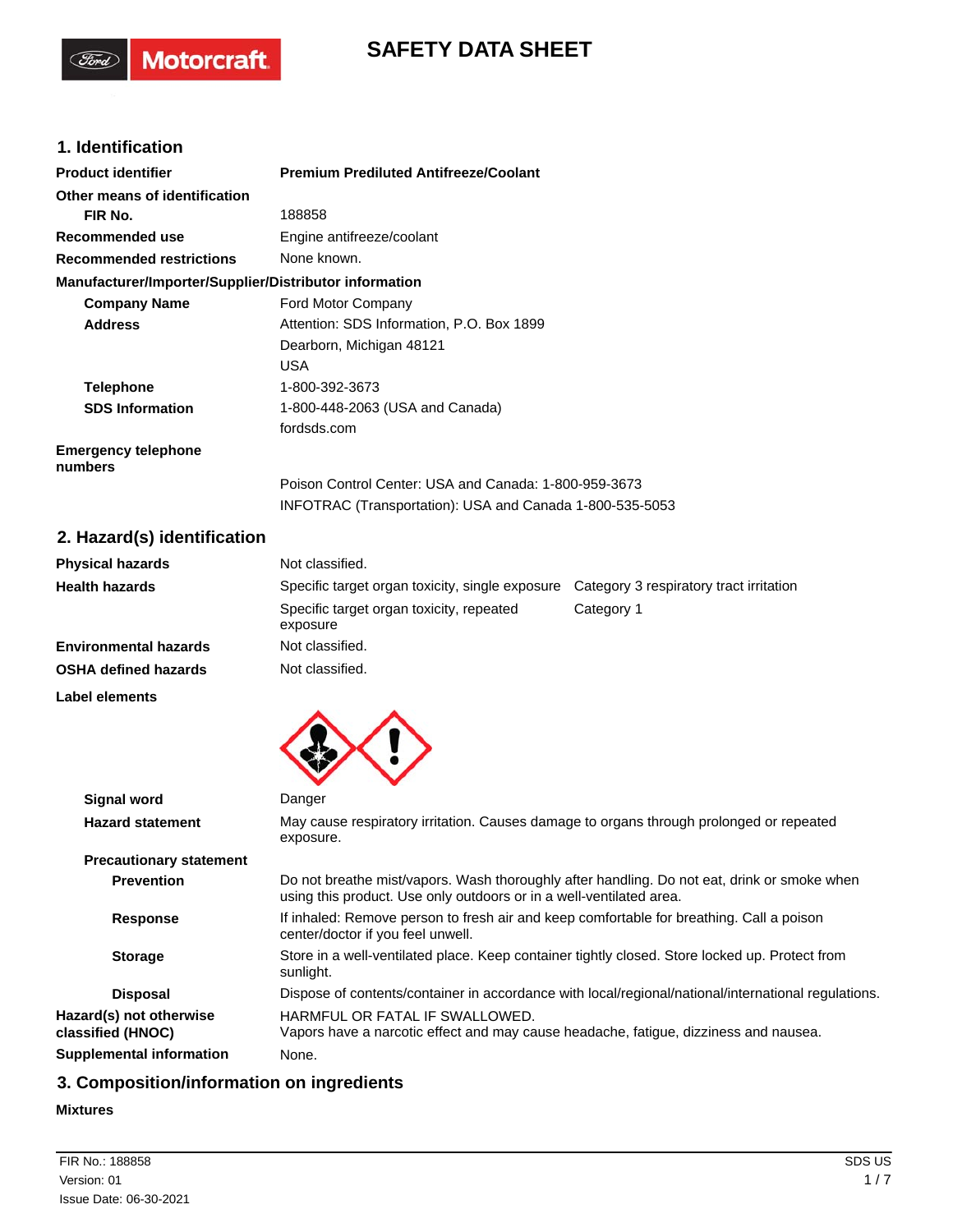# SAFETY DATA SHEET

## 1. Identification

| | |
|---|---|
| **Product identifier** | **Premium Prediluted Antifreeze/Coolant** |
| **Other means of identification** | |
| **FIR No.** | 188858 |
| **Recommended use** | Engine antifreeze/coolant |
| **Recommended restrictions** | None known. |

**Manufacturer/Importer/Supplier/Distributor information**

| | |
|---|---|
| **Company Name** | Ford Motor Company |
| **Address** | Attention: SDS Information, P.O. Box 1899<br>Dearborn, Michigan 48121<br>USA |
| **Telephone** | 1-800-392-3673 |
| **SDS Information** | 1-800-448-2063 (USA and Canada)<br>fordsds.com |
| **Emergency telephone numbers** | Poison Control Center: USA and Canada: 1-800-959-3673<br>INFOTRAC (Transportation): USA and Canada 1-800-535-5053 |

## 2. Hazard(s) identification

| | | |
|---|---|---|
| **Physical hazards** | Not classified. | |
| **Health hazards** | Specific target organ toxicity, single exposure | Category 3 respiratory tract irritation |
| | Specific target organ toxicity, repeated exposure | Category 1 |
| **Environmental hazards** | Not classified. | |
| **OSHA defined hazards** | Not classified. | |

**Label elements**

| | |
|---|---|
| **Signal word** | Danger |
| **Hazard statement** | May cause respiratory irritation. Causes damage to organs through prolonged or repeated exposure. |
| **Precautionary statement** | |
| **Prevention** | Do not breathe mist/vapors. Wash thoroughly after handling. Do not eat, drink or smoke when using this product. Use only outdoors or in a well-ventilated area. |
| **Response** | If inhaled: Remove person to fresh air and keep comfortable for breathing. Call a poison center/doctor if you feel unwell. |
| **Storage** | Store in a well-ventilated place. Keep container tightly closed. Store locked up. Protect from sunlight. |
| **Disposal** | Dispose of contents/container in accordance with local/regional/national/international regulations. |
| **Hazard(s) not otherwise classified (HNOC)** | HARMFUL OR FATAL IF SWALLOWED.<br>Vapors have a narcotic effect and may cause headache, fatigue, dizziness and nausea. |
| **Supplemental information** | None. |

## 3. Composition/information on ingredients

**Mixtures**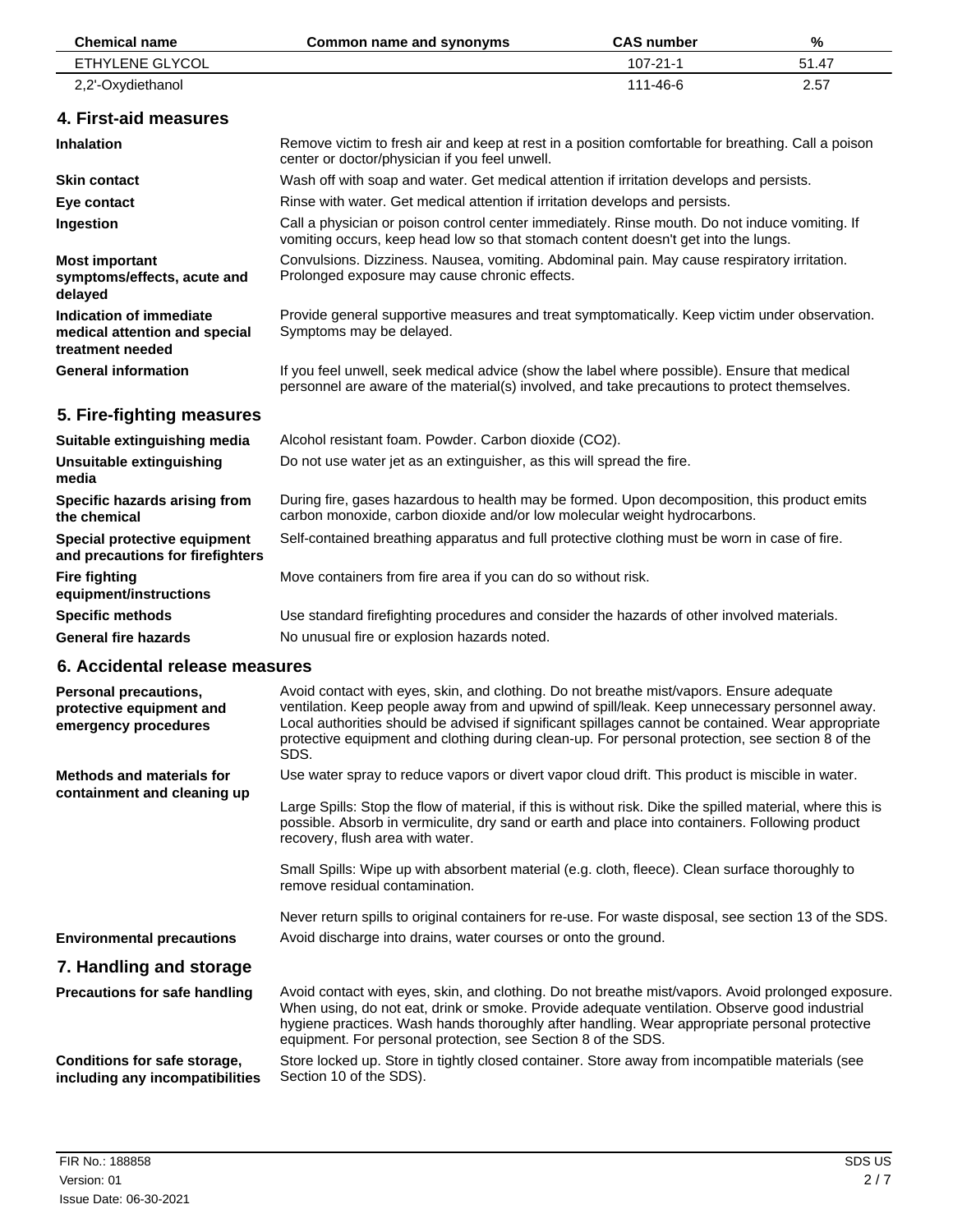| Chemical name | Common name and synonyms | CAS number | % |
| --- | --- | --- | --- |
| ETHYLENE GLYCOL | | 107-21-1 | 51.47 |
| 2,2'-Oxydiethanol | | 111-46-6 | 2.57 |

## 4. First-aid measures

**Inhalation**
Remove victim to fresh air and keep at rest in a position comfortable for breathing. Call a poison center or doctor/physician if you feel unwell.

**Skin contact**
Wash off with soap and water. Get medical attention if irritation develops and persists.

**Eye contact**
Rinse with water. Get medical attention if irritation develops and persists.

**Ingestion**
Call a physician or poison control center immediately. Rinse mouth. Do not induce vomiting. If vomiting occurs, keep head low so that stomach content doesn't get into the lungs.

**Most important symptoms/effects, acute and delayed**
Convulsions. Dizziness. Nausea, vomiting. Abdominal pain. May cause respiratory irritation. Prolonged exposure may cause chronic effects.

**Indication of immediate medical attention and special treatment needed**
Provide general supportive measures and treat symptomatically. Keep victim under observation. Symptoms may be delayed.

**General information**
If you feel unwell, seek medical advice (show the label where possible). Ensure that medical personnel are aware of the material(s) involved, and take precautions to protect themselves.

## 5. Fire-fighting measures

**Suitable extinguishing media**
Alcohol resistant foam. Powder. Carbon dioxide ($CO_2$).

**Unsuitable extinguishing media**
Do not use water jet as an extinguisher, as this will spread the fire.

**Specific hazards arising from the chemical**
During fire, gases hazardous to health may be formed. Upon decomposition, this product emits carbon monoxide, carbon dioxide and/or low molecular weight hydrocarbons.

**Special protective equipment and precautions for firefighters**
Self-contained breathing apparatus and full protective clothing must be worn in case of fire.

**Fire fighting equipment/instructions**
Move containers from fire area if you can do so without risk.

**Specific methods**
Use standard firefighting procedures and consider the hazards of other involved materials.

**General fire hazards**
No unusual fire or explosion hazards noted.

## 6. Accidental release measures

**Personal precautions, protective equipment and emergency procedures**
Avoid contact with eyes, skin, and clothing. Do not breathe mist/vapors. Ensure adequate ventilation. Keep people away from and upwind of spill/leak. Keep unnecessary personnel away. Local authorities should be advised if significant spillages cannot be contained. Wear appropriate protective equipment and clothing during clean-up. For personal protection, see section 8 of the SDS.

**Methods and materials for containment and cleaning up**
Use water spray to reduce vapors or divert vapor cloud drift. This product is miscible in water.

Large Spills: Stop the flow of material, if this is without risk. Dike the spilled material, where this is possible. Absorb in vermiculite, dry sand or earth and place into containers. Following product recovery, flush area with water.

Small Spills: Wipe up with absorbent material (e.g. cloth, fleece). Clean surface thoroughly to remove residual contamination.

Never return spills to original containers for re-use. For waste disposal, see section 13 of the SDS.

**Environmental precautions**
Avoid discharge into drains, water courses or onto the ground.

## 7. Handling and storage

**Precautions for safe handling**
Avoid contact with eyes, skin, and clothing. Do not breathe mist/vapors. Avoid prolonged exposure. When using, do not eat, drink or smoke. Provide adequate ventilation. Observe good industrial hygiene practices. Wash hands thoroughly after handling. Wear appropriate personal protective equipment. For personal protection, see Section 8 of the SDS.

**Conditions for safe storage, including any incompatibilities**
Store locked up. Store in tightly closed container. Store away from incompatible materials (see Section 10 of the SDS).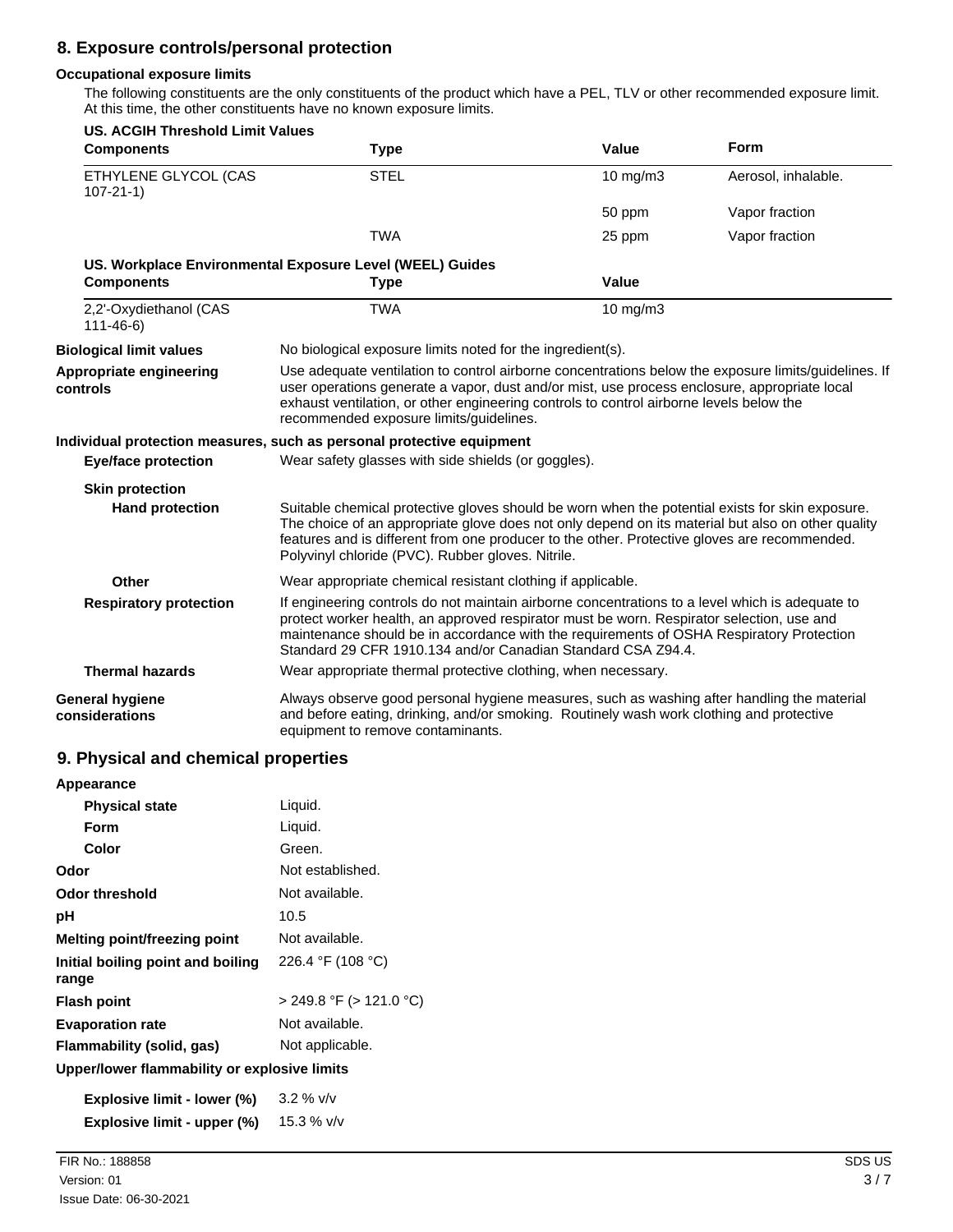## 8. Exposure controls/personal protection

**Occupational exposure limits**

The following constituents are the only constituents of the product which have a PEL, TLV or other recommended exposure limit. At this time, the other constituents have no known exposure limits.

**US. ACGIH Threshold Limit Values**

| Components | Type | Value | Form |
|---|---|---|---|
| ETHYLENE GLYCOL (CAS 107-21-1) | STEL | 10 mg/m3 | Aerosol, inhalable. |
| | | 50 ppm | Vapor fraction |
| | TWA | 25 ppm | Vapor fraction |

**US. Workplace Environmental Exposure Level (WEEL) Guides**

| Components | Type | Value |
|---|---|---|
| 2,2'-Oxydiethanol (CAS 111-46-6) | TWA | 10 mg/m3 |

**Biological limit values**
No biological exposure limits noted for the ingredient(s).

**Appropriate engineering controls**
Use adequate ventilation to control airborne concentrations below the exposure limits/guidelines. If user operations generate a vapor, dust and/or mist, use process enclosure, appropriate local exhaust ventilation, or other engineering controls to control airborne levels below the recommended exposure limits/guidelines.

**Individual protection measures, such as personal protective equipment**

**Eye/face protection**
Wear safety glasses with side shields (or goggles).

**Skin protection**

**Hand protection**
Suitable chemical protective gloves should be worn when the potential exists for skin exposure. The choice of an appropriate glove does not only depend on its material but also on other quality features and is different from one producer to the other. Protective gloves are recommended. Polyvinyl chloride (PVC). Rubber gloves. Nitrile.

**Other**
Wear appropriate chemical resistant clothing if applicable.

**Respiratory protection**
If engineering controls do not maintain airborne concentrations to a level which is adequate to protect worker health, an approved respirator must be worn. Respirator selection, use and maintenance should be in accordance with the requirements of OSHA Respiratory Protection Standard 29 CFR 1910.134 and/or Canadian Standard CSA Z94.4.

**Thermal hazards**
Wear appropriate thermal protective clothing, when necessary.

**General hygiene considerations**
Always observe good personal hygiene measures, such as washing after handling the material and before eating, drinking, and/or smoking. Routinely wash work clothing and protective equipment to remove contaminants.

## 9. Physical and chemical properties

**Appearance**

| | |
|---|---|
| **Physical state** | Liquid. |
| **Form** | Liquid. |
| **Color** | Green. |
| **Odor** | Not established. |
| **Odor threshold** | Not available. |
| **pH** | 10.5 |
| **Melting point/freezing point** | Not available. |
| **Initial boiling point and boiling range** | 226.4 °F (108 °C) |
| **Flash point** | > 249.8 °F (> 121.0 °C) |
| **Evaporation rate** | Not available. |
| **Flammability (solid, gas)** | Not applicable. |

**Upper/lower flammability or explosive limits**

| | |
|---|---|
| **Explosive limit - lower (%)** | 3.2 % v/v |
| **Explosive limit - upper (%)** | 15.3 % v/v |

FIR No.: 188858
Version: 01
Issue Date: 06-30-2021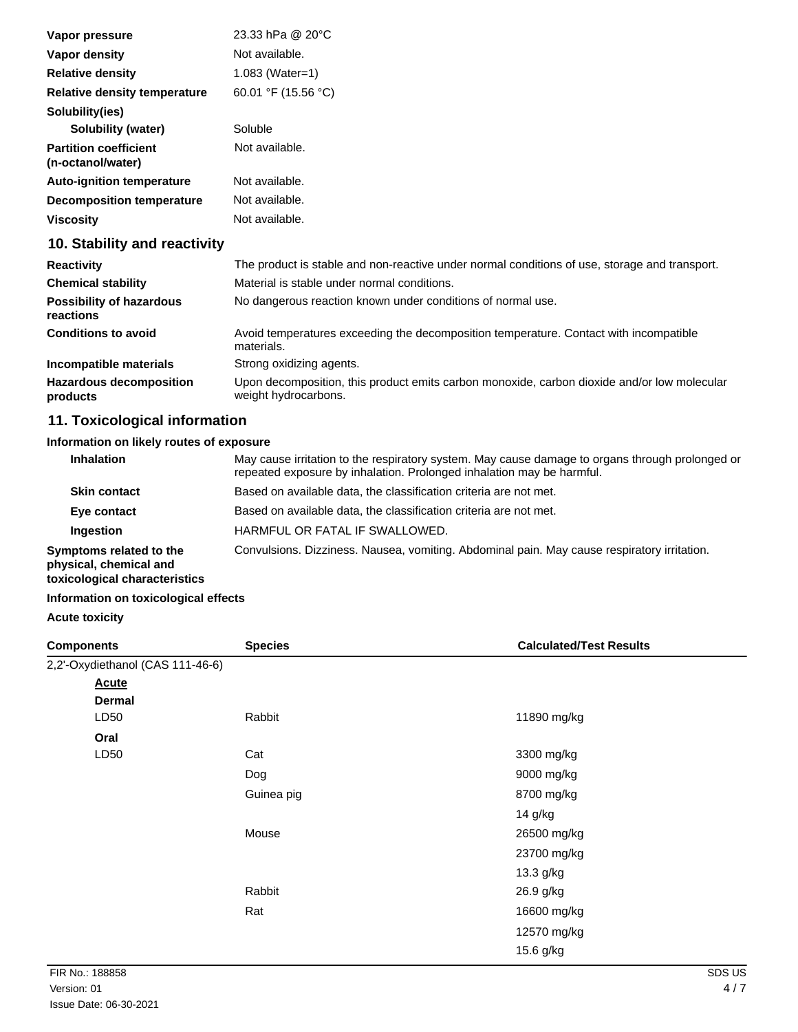| | |
|---|---|
| **Vapor pressure** | 23.33 hPa @ 20°C |
| **Vapor density** | Not available. |
| **Relative density** | 1.083 (Water=1) |
| **Relative density temperature** | 60.01 °F (15.56 °C) |
| **Solubility(ies)** | |
| **Solubility (water)** | Soluble |
| **Partition coefficient (n-octanol/water)** | Not available. |
| **Auto-ignition temperature** | Not available. |
| **Decomposition temperature** | Not available. |
| **Viscosity** | Not available. |

## 10. Stability and reactivity

| | |
|---|---|
| **Reactivity** | The product is stable and non-reactive under normal conditions of use, storage and transport. |
| **Chemical stability** | Material is stable under normal conditions. |
| **Possibility of hazardous reactions** | No dangerous reaction known under conditions of normal use. |
| **Conditions to avoid** | Avoid temperatures exceeding the decomposition temperature. Contact with incompatible materials. |
| **Incompatible materials** | Strong oxidizing agents. |
| **Hazardous decomposition products** | Upon decomposition, this product emits carbon monoxide, carbon dioxide and/or low molecular weight hydrocarbons. |

## 11. Toxicological information

**Information on likely routes of exposure**

| | |
|---|---|
| **Inhalation** | May cause irritation to the respiratory system. May cause damage to organs through prolonged or repeated exposure by inhalation. Prolonged inhalation may be harmful. |
| **Skin contact** | Based on available data, the classification criteria are not met. |
| **Eye contact** | Based on available data, the classification criteria are not met. |
| **Ingestion** | HARMFUL OR FATAL IF SWALLOWED. |
| **Symptoms related to the physical, chemical and toxicological characteristics** | Convulsions. Dizziness. Nausea, vomiting. Abdominal pain. May cause respiratory irritation. |

**Information on toxicological effects**

**Acute toxicity**

| Components | Species | Calculated/Test Results |
|---|---|---|
| 2,2'-Oxydiethanol (CAS 111-46-6) | | |
| **Acute** | | |
| **Dermal** | | |
| LD50 | Rabbit | 11890 mg/kg |
| **Oral** | | |
| LD50 | Cat | 3300 mg/kg |
| | Dog | 9000 mg/kg |
| | Guinea pig | 8700 mg/kg |
| | | 14 g/kg |
| | Mouse | 26500 mg/kg |
| | | 23700 mg/kg |
| | | 13.3 g/kg |
| | Rabbit | 26.9 g/kg |
| | Rat | 16600 mg/kg |
| | | 12570 mg/kg |
| | | 15.6 g/kg |

FIR No.: 188858
Version: 01
Issue Date: 06-30-2021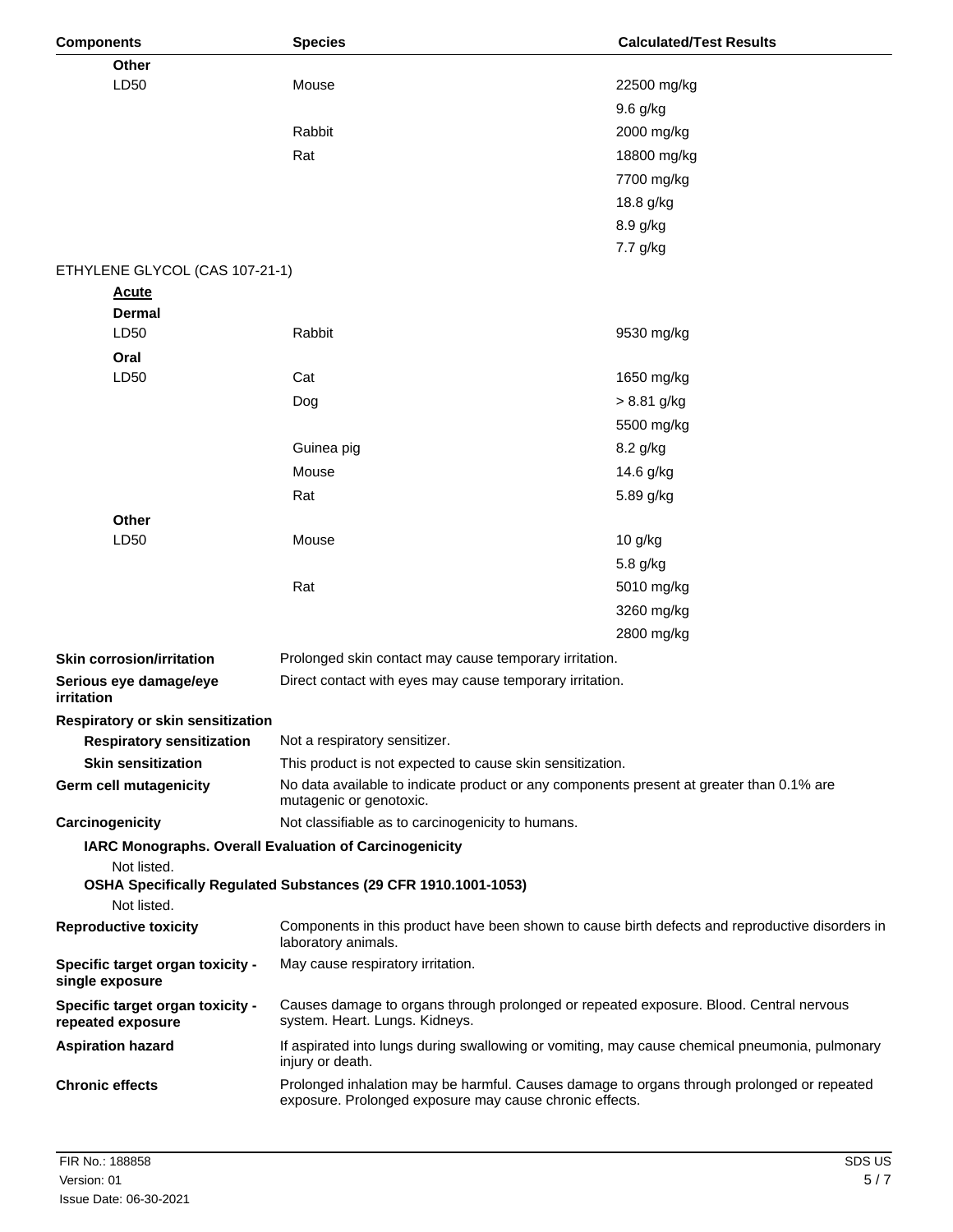| Components | Species | Calculated/Test Results |
|---|---|---|
| **Other** | | |
| LD50 | Mouse | 22500 mg/kg |
| | | 9.6 g/kg |
| | Rabbit | 2000 mg/kg |
| | Rat | 18800 mg/kg |
| | | 7700 mg/kg |
| | | 18.8 g/kg |
| | | 8.9 g/kg |
| | | 7.7 g/kg |
| ETHYLENE GLYCOL (CAS 107-21-1) | | |
| **Acute** | | |
| **Dermal** | | |
| LD50 | Rabbit | 9530 mg/kg |
| **Oral** | | |
| LD50 | Cat | 1650 mg/kg |
| | Dog | > 8.81 g/kg |
| | | 5500 mg/kg |
| | Guinea pig | 8.2 g/kg |
| | Mouse | 14.6 g/kg |
| | Rat | 5.89 g/kg |
| **Other** | | |
| LD50 | Mouse | 10 g/kg |
| | | 5.8 g/kg |
| | Rat | 5010 mg/kg |
| | | 3260 mg/kg |
| | | 2800 mg/kg |

**Skin corrosion/irritation** Prolonged skin contact may cause temporary irritation.

**Serious eye damage/eye irritation** Direct contact with eyes may cause temporary irritation.

**Respiratory or skin sensitization**

**Respiratory sensitization** Not a respiratory sensitizer.

**Skin sensitization** This product is not expected to cause skin sensitization.

**Germ cell mutagenicity** No data available to indicate product or any components present at greater than 0.1% are mutagenic or genotoxic.

**Carcinogenicity** Not classifiable as to carcinogenicity to humans.

**IARC Monographs. Overall Evaluation of Carcinogenicity**

Not listed.

**OSHA Specifically Regulated Substances (29 CFR 1910.1001-1053)**

Not listed.

**Reproductive toxicity** Components in this product have been shown to cause birth defects and reproductive disorders in laboratory animals.

**Specific target organ toxicity - single exposure** May cause respiratory irritation.

**Specific target organ toxicity - repeated exposure** Causes damage to organs through prolonged or repeated exposure. Blood. Central nervous system. Heart. Lungs. Kidneys.

**Aspiration hazard** If aspirated into lungs during swallowing or vomiting, may cause chemical pneumonia, pulmonary injury or death.

**Chronic effects** Prolonged inhalation may be harmful. Causes damage to organs through prolonged or repeated exposure. Prolonged exposure may cause chronic effects.

FIR No.: 188858
Version: 01
Issue Date: 06-30-2021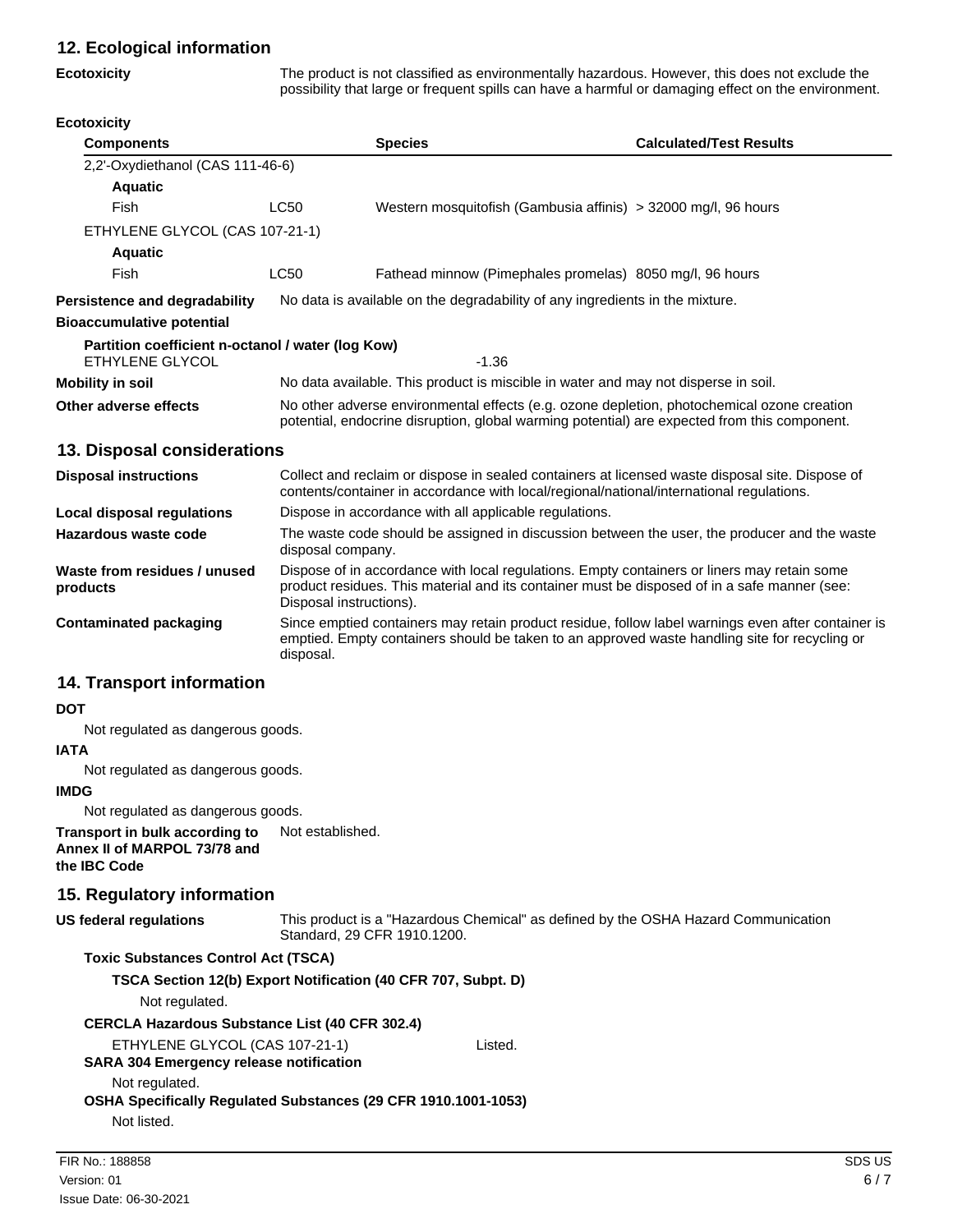## 12. Ecological information

**Ecotoxicity** The product is not classified as environmentally hazardous. However, this does not exclude the possibility that large or frequent spills can have a harmful or damaging effect on the environment.

**Ecotoxicity**

| Components | | Species | Calculated/Test Results |
|---|---|---|---|
| 2,2'-Oxydiethanol (CAS 111-46-6) | | | |
| **Aquatic** | | | |
| Fish | LC50 | Western mosquitofish (Gambusia affinis) | > 32000 mg/l, 96 hours |
| ETHYLENE GLYCOL (CAS 107-21-1) | | | |
| **Aquatic** | | | |
| Fish | LC50 | Fathead minnow (Pimephales promelas) | 8050 mg/l, 96 hours |

**Persistence and degradability** No data is available on the degradability of any ingredients in the mixture.

**Bioaccumulative potential**

**Partition coefficient n-octanol / water (log Kow)**

ETHYLENE GLYCOL -1.36

**Mobility in soil** No data available. This product is miscible in water and may not disperse in soil.

**Other adverse effects** No other adverse environmental effects (e.g. ozone depletion, photochemical ozone creation potential, endocrine disruption, global warming potential) are expected from this component.

## 13. Disposal considerations

**Disposal instructions** Collect and reclaim or dispose in sealed containers at licensed waste disposal site. Dispose of contents/container in accordance with local/regional/national/international regulations.

**Local disposal regulations** Dispose in accordance with all applicable regulations.

**Hazardous waste code** The waste code should be assigned in discussion between the user, the producer and the waste disposal company.

**Waste from residues / unused products** Dispose of in accordance with local regulations. Empty containers or liners may retain some product residues. This material and its container must be disposed of in a safe manner (see: Disposal instructions).

**Contaminated packaging** Since emptied containers may retain product residue, follow label warnings even after container is emptied. Empty containers should be taken to an approved waste handling site for recycling or disposal.

## 14. Transport information

**DOT**

Not regulated as dangerous goods.

**IATA**

Not regulated as dangerous goods.

**IMDG**

Not regulated as dangerous goods.

**Transport in bulk according to Annex II of MARPOL 73/78 and the IBC Code** Not established.

## 15. Regulatory information

**US federal regulations** This product is a "Hazardous Chemical" as defined by the OSHA Hazard Communication Standard, 29 CFR 1910.1200.

**Toxic Substances Control Act (TSCA)**

**TSCA Section 12(b) Export Notification (40 CFR 707, Subpt. D)**

Not regulated.

**CERCLA Hazardous Substance List (40 CFR 302.4)**

ETHYLENE GLYCOL (CAS 107-21-1) Listed.

**SARA 304 Emergency release notification**

Not regulated.

**OSHA Specifically Regulated Substances (29 CFR 1910.1001-1053)**

Not listed.

FIR No.: 188858
Version: 01
Issue Date: 06-30-2021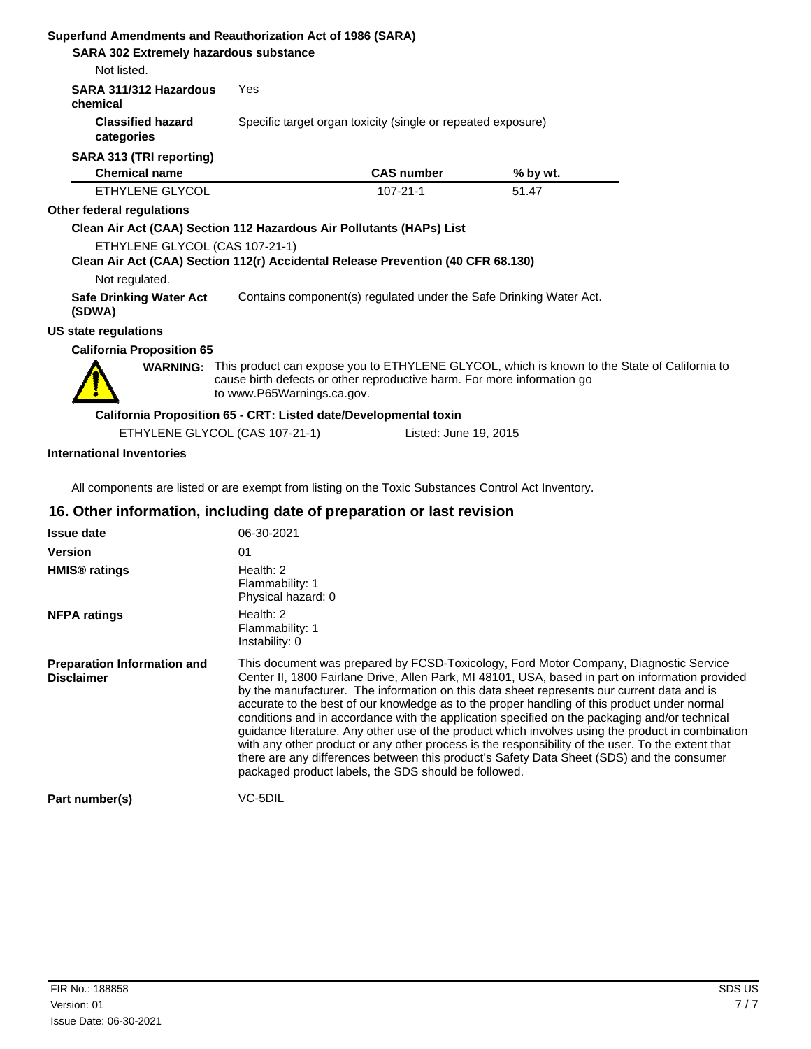**Superfund Amendments and Reauthorization Act of 1986 (SARA)**

**SARA 302 Extremely hazardous substance**

Not listed.

**SARA 311/312 Hazardous chemical** Yes

**Classified hazard categories** Specific target organ toxicity (single or repeated exposure)

**SARA 313 (TRI reporting)**

| Chemical name | CAS number | % by wt. |
|---|---|---|
| ETHYLENE GLYCOL | 107-21-1 | 51.47 |

**Other federal regulations**

**Clean Air Act (CAA) Section 112 Hazardous Air Pollutants (HAPs) List**

ETHYLENE GLYCOL (CAS 107-21-1)

**Clean Air Act (CAA) Section 112(r) Accidental Release Prevention (40 CFR 68.130)**

Not regulated.

**Safe Drinking Water Act (SDWA)** Contains component(s) regulated under the Safe Drinking Water Act.

**US state regulations**

**California Proposition 65**

**WARNING:** This product can expose you to ETHYLENE GLYCOL, which is known to the State of California to cause birth defects or other reproductive harm. For more information go to www.P65Warnings.ca.gov.

**California Proposition 65 - CRT: Listed date/Developmental toxin**

ETHYLENE GLYCOL (CAS 107-21-1) Listed: June 19, 2015

**International Inventories**

All components are listed or are exempt from listing on the Toxic Substances Control Act Inventory.

## 16. Other information, including date of preparation or last revision

**Issue date** 06-30-2021

**Version** 01

**HMIS® ratings**
Health: 2
Flammability: 1
Physical hazard: 0

**NFPA ratings**
Health: 2
Flammability: 1
Instability: 0

**Preparation Information and Disclaimer**
This document was prepared by FCSD-Toxicology, Ford Motor Company, Diagnostic Service Center II, 1800 Fairlane Drive, Allen Park, MI 48101, USA, based in part on information provided by the manufacturer. The information on this data sheet represents our current data and is accurate to the best of our knowledge as to the proper handling of this product under normal conditions and in accordance with the application specified on the packaging and/or technical guidance literature. Any other use of the product which involves using the product in combination with any other product or any other process is the responsibility of the user. To the extent that there are any differences between this product's Safety Data Sheet (SDS) and the consumer packaged product labels, the SDS should be followed.

**Part number(s)** VC-5DIL